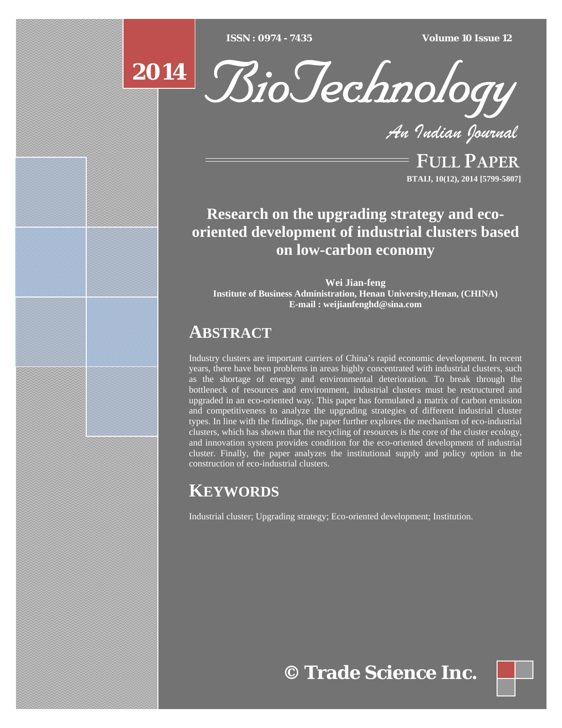# Research on the upgrading strategy and eco-oriented development of industrial clusters based on low-carbon economy

**Wei Jian-feng**
**Institute of Business Administration, Henan University,Henan, (CHINA)**
**E-mail : weijianfenghd@sina.com**

## ABSTRACT

Industry clusters are important carriers of China's rapid economic development. In recent years, there have been problems in areas highly concentrated with industrial clusters, such as the shortage of energy and environmental deterioration. To break through the bottleneck of resources and environment, industrial clusters must be restructured and upgraded in an eco-oriented way. This paper has formulated a matrix of carbon emission and competitiveness to analyze the upgrading strategies of different industrial cluster types. In line with the findings, the paper further explores the mechanism of eco-industrial clusters, which has shown that the recycling of resources is the core of the cluster ecology, and innovation system provides condition for the eco-oriented development of industrial cluster. Finally, the paper analyzes the institutional supply and policy option in the construction of eco-industrial clusters.

## KEYWORDS

Industrial cluster; Upgrading strategy; Eco-oriented development; Institution.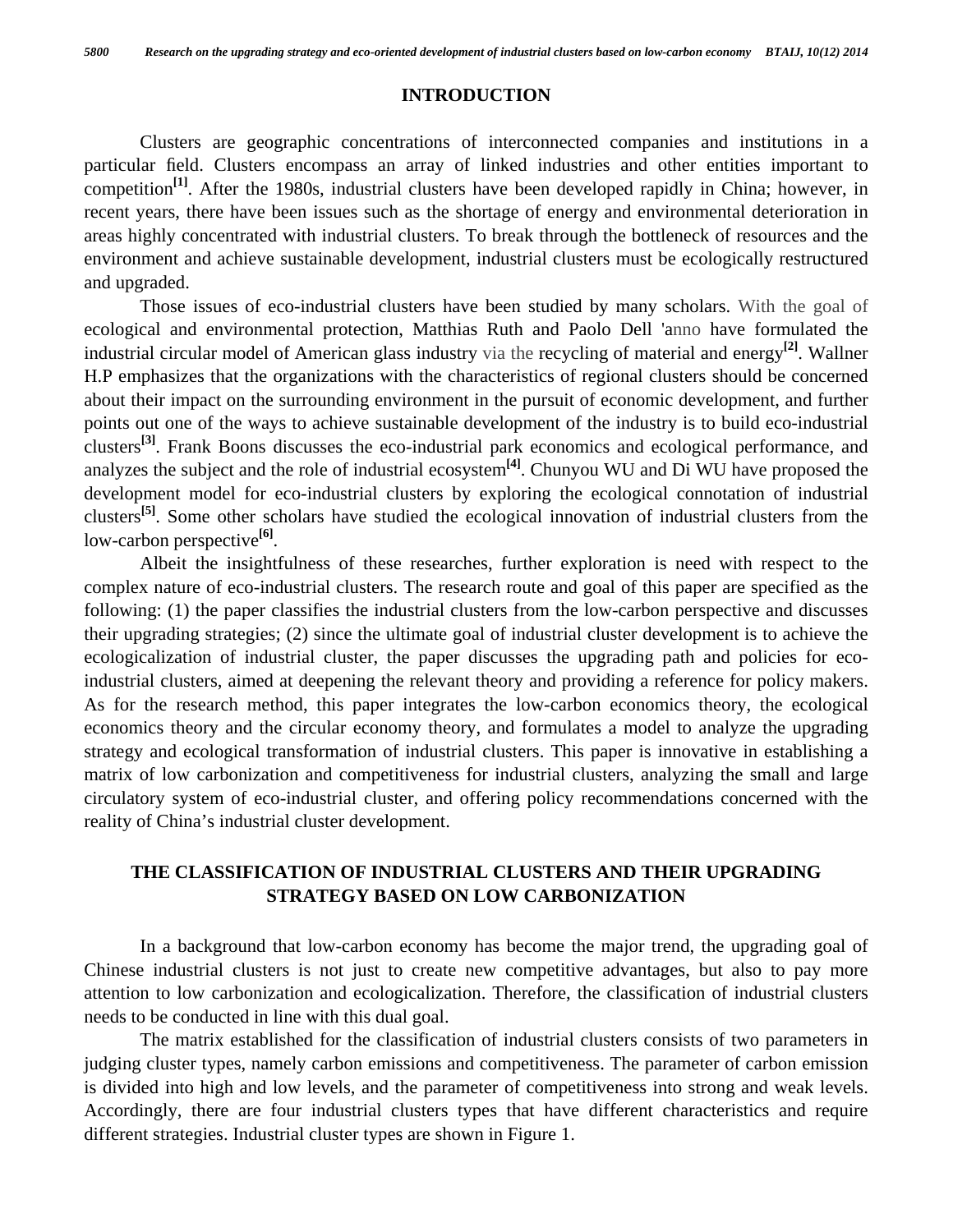## INTRODUCTION

Clusters are geographic concentrations of interconnected companies and institutions in a particular field. Clusters encompass an array of linked industries and other entities important to competition[1]. After the 1980s, industrial clusters have been developed rapidly in China; however, in recent years, there have been issues such as the shortage of energy and environmental deterioration in areas highly concentrated with industrial clusters. To break through the bottleneck of resources and the environment and achieve sustainable development, industrial clusters must be ecologically restructured and upgraded.

Those issues of eco-industrial clusters have been studied by many scholars. With the goal of ecological and environmental protection, Matthias Ruth and Paolo Dell 'anno have formulated the industrial circular model of American glass industry via the recycling of material and energy[2]. Wallner H.P emphasizes that the organizations with the characteristics of regional clusters should be concerned about their impact on the surrounding environment in the pursuit of economic development, and further points out one of the ways to achieve sustainable development of the industry is to build eco-industrial clusters[3]. Frank Boons discusses the eco-industrial park economics and ecological performance, and analyzes the subject and the role of industrial ecosystem[4]. Chunyou WU and Di WU have proposed the development model for eco-industrial clusters by exploring the ecological connotation of industrial clusters[5]. Some other scholars have studied the ecological innovation of industrial clusters from the low-carbon perspective[6].

Albeit the insightfulness of these researches, further exploration is need with respect to the complex nature of eco-industrial clusters. The research route and goal of this paper are specified as the following: (1) the paper classifies the industrial clusters from the low-carbon perspective and discusses their upgrading strategies; (2) since the ultimate goal of industrial cluster development is to achieve the ecologicalization of industrial cluster, the paper discusses the upgrading path and policies for eco-industrial clusters, aimed at deepening the relevant theory and providing a reference for policy makers. As for the research method, this paper integrates the low-carbon economics theory, the ecological economics theory and the circular economy theory, and formulates a model to analyze the upgrading strategy and ecological transformation of industrial clusters. This paper is innovative in establishing a matrix of low carbonization and competitiveness for industrial clusters, analyzing the small and large circulatory system of eco-industrial cluster, and offering policy recommendations concerned with the reality of China's industrial cluster development.

## THE CLASSIFICATION OF INDUSTRIAL CLUSTERS AND THEIR UPGRADING STRATEGY BASED ON LOW CARBONIZATION

In a background that low-carbon economy has become the major trend, the upgrading goal of Chinese industrial clusters is not just to create new competitive advantages, but also to pay more attention to low carbonization and ecologicalization. Therefore, the classification of industrial clusters needs to be conducted in line with this dual goal.

The matrix established for the classification of industrial clusters consists of two parameters in judging cluster types, namely carbon emissions and competitiveness. The parameter of carbon emission is divided into high and low levels, and the parameter of competitiveness into strong and weak levels. Accordingly, there are four industrial clusters types that have different characteristics and require different strategies. Industrial cluster types are shown in Figure 1.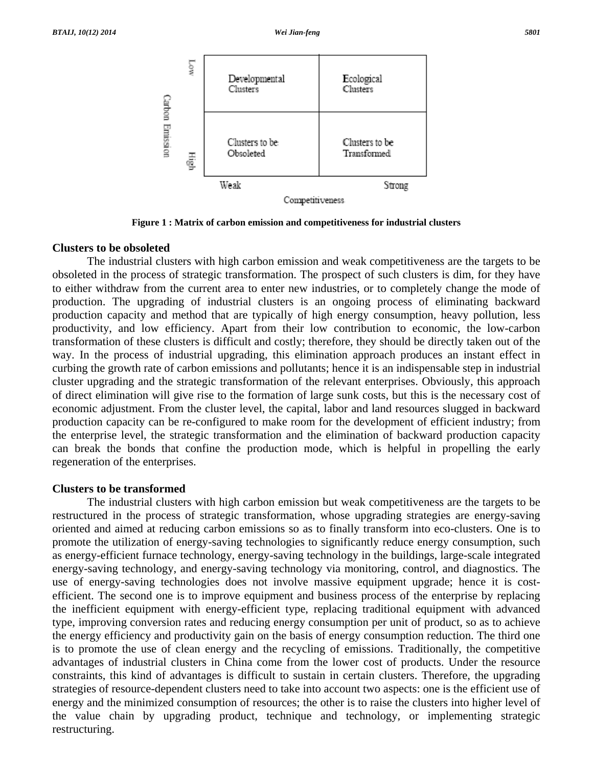Figure 1 : Matrix of carbon emission and competitiveness for industrial clusters

## Clusters to be obsoleted

The industrial clusters with high carbon emission and weak competitiveness are the targets to be obsoleted in the process of strategic transformation. The prospect of such clusters is dim, for they have to either withdraw from the current area to enter new industries, or to completely change the mode of production. The upgrading of industrial clusters is an ongoing process of eliminating backward production capacity and method that are typically of high energy consumption, heavy pollution, less productivity, and low efficiency. Apart from their low contribution to economic, the low-carbon transformation of these clusters is difficult and costly; therefore, they should be directly taken out of the way. In the process of industrial upgrading, this elimination approach produces an instant effect in curbing the growth rate of carbon emissions and pollutants; hence it is an indispensable step in industrial cluster upgrading and the strategic transformation of the relevant enterprises. Obviously, this approach of direct elimination will give rise to the formation of large sunk costs, but this is the necessary cost of economic adjustment. From the cluster level, the capital, labor and land resources slugged in backward production capacity can be re-configured to make room for the development of efficient industry; from the enterprise level, the strategic transformation and the elimination of backward production capacity can break the bonds that confine the production mode, which is helpful in propelling the early regeneration of the enterprises.

## Clusters to be transformed

The industrial clusters with high carbon emission but weak competitiveness are the targets to be restructured in the process of strategic transformation, whose upgrading strategies are energy-saving oriented and aimed at reducing carbon emissions so as to finally transform into eco-clusters. One is to promote the utilization of energy-saving technologies to significantly reduce energy consumption, such as energy-efficient furnace technology, energy-saving technology in the buildings, large-scale integrated energy-saving technology, and energy-saving technology via monitoring, control, and diagnostics. The use of energy-saving technologies does not involve massive equipment upgrade; hence it is cost-efficient. The second one is to improve equipment and business process of the enterprise by replacing the inefficient equipment with energy-efficient type, replacing traditional equipment with advanced type, improving conversion rates and reducing energy consumption per unit of product, so as to achieve the energy efficiency and productivity gain on the basis of energy consumption reduction. The third one is to promote the use of clean energy and the recycling of emissions. Traditionally, the competitive advantages of industrial clusters in China come from the lower cost of products. Under the resource constraints, this kind of advantages is difficult to sustain in certain clusters. Therefore, the upgrading strategies of resource-dependent clusters need to take into account two aspects: one is the efficient use of energy and the minimized consumption of resources; the other is to raise the clusters into higher level of the value chain by upgrading product, technique and technology, or implementing strategic restructuring.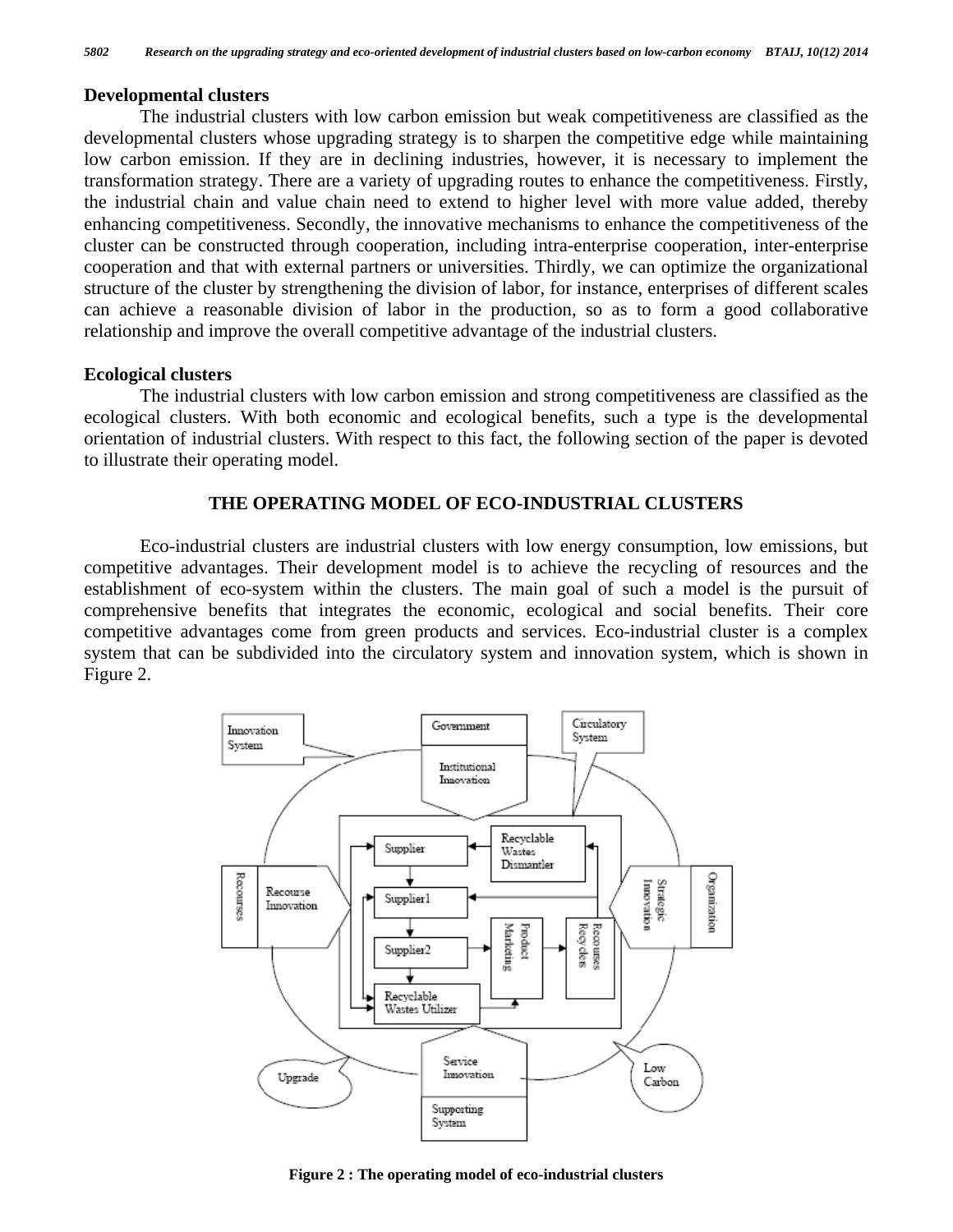### Developmental clusters

The industrial clusters with low carbon emission but weak competitiveness are classified as the developmental clusters whose upgrading strategy is to sharpen the competitive edge while maintaining low carbon emission. If they are in declining industries, however, it is necessary to implement the transformation strategy. There are a variety of upgrading routes to enhance the competitiveness. Firstly, the industrial chain and value chain need to extend to higher level with more value added, thereby enhancing competitiveness. Secondly, the innovative mechanisms to enhance the competitiveness of the cluster can be constructed through cooperation, including intra-enterprise cooperation, inter-enterprise cooperation and that with external partners or universities. Thirdly, we can optimize the organizational structure of the cluster by strengthening the division of labor, for instance, enterprises of different scales can achieve a reasonable division of labor in the production, so as to form a good collaborative relationship and improve the overall competitive advantage of the industrial clusters.

### Ecological clusters

The industrial clusters with low carbon emission and strong competitiveness are classified as the ecological clusters. With both economic and ecological benefits, such a type is the developmental orientation of industrial clusters. With respect to this fact, the following section of the paper is devoted to illustrate their operating model.

## THE OPERATING MODEL OF ECO-INDUSTRIAL CLUSTERS

Eco-industrial clusters are industrial clusters with low energy consumption, low emissions, but competitive advantages. Their development model is to achieve the recycling of resources and the establishment of eco-system within the clusters. The main goal of such a model is the pursuit of comprehensive benefits that integrates the economic, ecological and social benefits. Their core competitive advantages come from green products and services. Eco-industrial cluster is a complex system that can be subdivided into the circulatory system and innovation system, which is shown in Figure 2.

**Figure 2 : The operating model of eco-industrial clusters**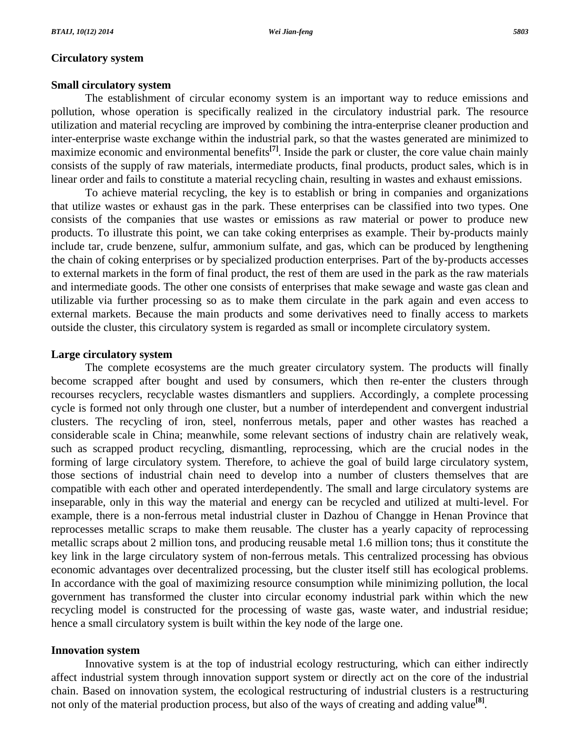## Circulatory system

### Small circulatory system

The establishment of circular economy system is an important way to reduce emissions and pollution, whose operation is specifically realized in the circulatory industrial park. The resource utilization and material recycling are improved by combining the intra-enterprise cleaner production and inter-enterprise waste exchange within the industrial park, so that the wastes generated are minimized to maximize economic and environmental benefits[7]. Inside the park or cluster, the core value chain mainly consists of the supply of raw materials, intermediate products, final products, product sales, which is in linear order and fails to constitute a material recycling chain, resulting in wastes and exhaust emissions.

To achieve material recycling, the key is to establish or bring in companies and organizations that utilize wastes or exhaust gas in the park. These enterprises can be classified into two types. One consists of the companies that use wastes or emissions as raw material or power to produce new products. To illustrate this point, we can take coking enterprises as example. Their by-products mainly include tar, crude benzene, sulfur, ammonium sulfate, and gas, which can be produced by lengthening the chain of coking enterprises or by specialized production enterprises. Part of the by-products accesses to external markets in the form of final product, the rest of them are used in the park as the raw materials and intermediate goods. The other one consists of enterprises that make sewage and waste gas clean and utilizable via further processing so as to make them circulate in the park again and even access to external markets. Because the main products and some derivatives need to finally access to markets outside the cluster, this circulatory system is regarded as small or incomplete circulatory system.

### Large circulatory system

The complete ecosystems are the much greater circulatory system. The products will finally become scrapped after bought and used by consumers, which then re-enter the clusters through recourses recyclers, recyclable wastes dismantlers and suppliers. Accordingly, a complete processing cycle is formed not only through one cluster, but a number of interdependent and convergent industrial clusters. The recycling of iron, steel, nonferrous metals, paper and other wastes has reached a considerable scale in China; meanwhile, some relevant sections of industry chain are relatively weak, such as scrapped product recycling, dismantling, reprocessing, which are the crucial nodes in the forming of large circulatory system. Therefore, to achieve the goal of build large circulatory system, those sections of industrial chain need to develop into a number of clusters themselves that are compatible with each other and operated interdependently. The small and large circulatory systems are inseparable, only in this way the material and energy can be recycled and utilized at multi-level. For example, there is a non-ferrous metal industrial cluster in Dazhou of Changge in Henan Province that reprocesses metallic scraps to make them reusable. The cluster has a yearly capacity of reprocessing metallic scraps about 2 million tons, and producing reusable metal 1.6 million tons; thus it constitute the key link in the large circulatory system of non-ferrous metals. This centralized processing has obvious economic advantages over decentralized processing, but the cluster itself still has ecological problems. In accordance with the goal of maximizing resource consumption while minimizing pollution, the local government has transformed the cluster into circular economy industrial park within which the new recycling model is constructed for the processing of waste gas, waste water, and industrial residue; hence a small circulatory system is built within the key node of the large one.

## Innovation system

Innovative system is at the top of industrial ecology restructuring, which can either indirectly affect industrial system through innovation support system or directly act on the core of the industrial chain. Based on innovation system, the ecological restructuring of industrial clusters is a restructuring not only of the material production process, but also of the ways of creating and adding value[8].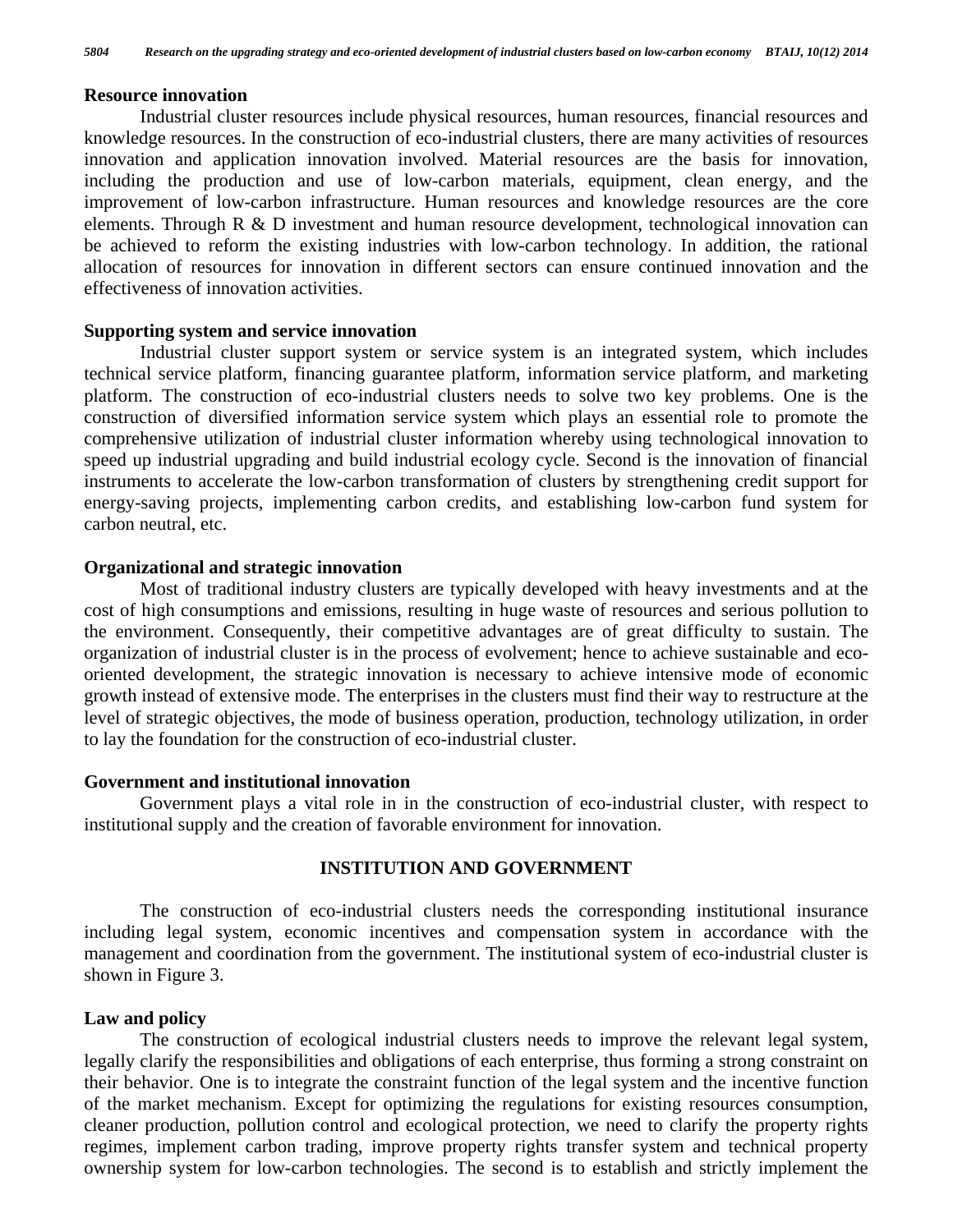### Resource innovation

Industrial cluster resources include physical resources, human resources, financial resources and knowledge resources. In the construction of eco-industrial clusters, there are many activities of resources innovation and application innovation involved. Material resources are the basis for innovation, including the production and use of low-carbon materials, equipment, clean energy, and the improvement of low-carbon infrastructure. Human resources and knowledge resources are the core elements. Through R & D investment and human resource development, technological innovation can be achieved to reform the existing industries with low-carbon technology. In addition, the rational allocation of resources for innovation in different sectors can ensure continued innovation and the effectiveness of innovation activities.

### Supporting system and service innovation

Industrial cluster support system or service system is an integrated system, which includes technical service platform, financing guarantee platform, information service platform, and marketing platform. The construction of eco-industrial clusters needs to solve two key problems. One is the construction of diversified information service system which plays an essential role to promote the comprehensive utilization of industrial cluster information whereby using technological innovation to speed up industrial upgrading and build industrial ecology cycle. Second is the innovation of financial instruments to accelerate the low-carbon transformation of clusters by strengthening credit support for energy-saving projects, implementing carbon credits, and establishing low-carbon fund system for carbon neutral, etc.

### Organizational and strategic innovation

Most of traditional industry clusters are typically developed with heavy investments and at the cost of high consumptions and emissions, resulting in huge waste of resources and serious pollution to the environment. Consequently, their competitive advantages are of great difficulty to sustain. The organization of industrial cluster is in the process of evolvement; hence to achieve sustainable and eco-oriented development, the strategic innovation is necessary to achieve intensive mode of economic growth instead of extensive mode. The enterprises in the clusters must find their way to restructure at the level of strategic objectives, the mode of business operation, production, technology utilization, in order to lay the foundation for the construction of eco-industrial cluster.

### Government and institutional innovation

Government plays a vital role in in the construction of eco-industrial cluster, with respect to institutional supply and the creation of favorable environment for innovation.

## INSTITUTION AND GOVERNMENT

The construction of eco-industrial clusters needs the corresponding institutional insurance including legal system, economic incentives and compensation system in accordance with the management and coordination from the government. The institutional system of eco-industrial cluster is shown in Figure 3.

### Law and policy

The construction of ecological industrial clusters needs to improve the relevant legal system, legally clarify the responsibilities and obligations of each enterprise, thus forming a strong constraint on their behavior. One is to integrate the constraint function of the legal system and the incentive function of the market mechanism. Except for optimizing the regulations for existing resources consumption, cleaner production, pollution control and ecological protection, we need to clarify the property rights regimes, implement carbon trading, improve property rights transfer system and technical property ownership system for low-carbon technologies. The second is to establish and strictly implement the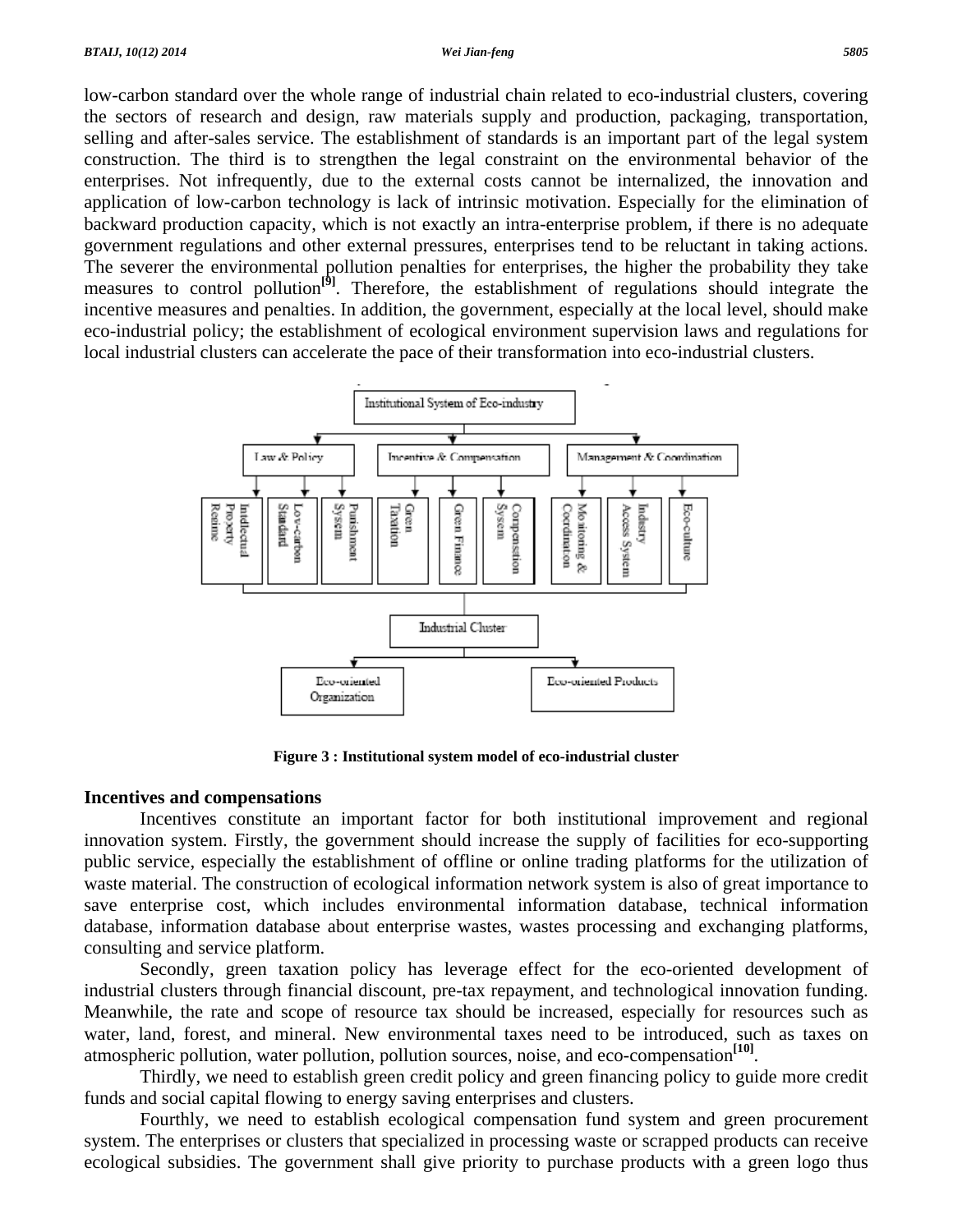low-carbon standard over the whole range of industrial chain related to eco-industrial clusters, covering the sectors of research and design, raw materials supply and production, packaging, transportation, selling and after-sales service. The establishment of standards is an important part of the legal system construction. The third is to strengthen the legal constraint on the environmental behavior of the enterprises. Not infrequently, due to the external costs cannot be internalized, the innovation and application of low-carbon technology is lack of intrinsic motivation. Especially for the elimination of backward production capacity, which is not exactly an intra-enterprise problem, if there is no adequate government regulations and other external pressures, enterprises tend to be reluctant in taking actions. The severer the environmental pollution penalties for enterprises, the higher the probability they take measures to control pollution[9]. Therefore, the establishment of regulations should integrate the incentive measures and penalties. In addition, the government, especially at the local level, should make eco-industrial policy; the establishment of ecological environment supervision laws and regulations for local industrial clusters can accelerate the pace of their transformation into eco-industrial clusters.

Institutional System of Eco-industry

Law & Policy: Intellectual Property Regime; Low-carbon Standard; Punishment System

Incentive & Compensation: Green Taxation; Green Finance; Compensation System

Management & Coordination: Monitoring & Coordination; Industry Access System; Eco-culture

Industrial Cluster

Eco-oriented Organization; Eco-oriented Products

**Figure 3 : Institutional system model of eco-industrial cluster**

## Incentives and compensations

Incentives constitute an important factor for both institutional improvement and regional innovation system. Firstly, the government should increase the supply of facilities for eco-supporting public service, especially the establishment of offline or online trading platforms for the utilization of waste material. The construction of ecological information network system is also of great importance to save enterprise cost, which includes environmental information database, technical information database, information database about enterprise wastes, wastes processing and exchanging platforms, consulting and service platform.

Secondly, green taxation policy has leverage effect for the eco-oriented development of industrial clusters through financial discount, pre-tax repayment, and technological innovation funding. Meanwhile, the rate and scope of resource tax should be increased, especially for resources such as water, land, forest, and mineral. New environmental taxes need to be introduced, such as taxes on atmospheric pollution, water pollution, pollution sources, noise, and eco-compensation[10].

Thirdly, we need to establish green credit policy and green financing policy to guide more credit funds and social capital flowing to energy saving enterprises and clusters.

Fourthly, we need to establish ecological compensation fund system and green procurement system. The enterprises or clusters that specialized in processing waste or scrapped products can receive ecological subsidies. The government shall give priority to purchase products with a green logo thus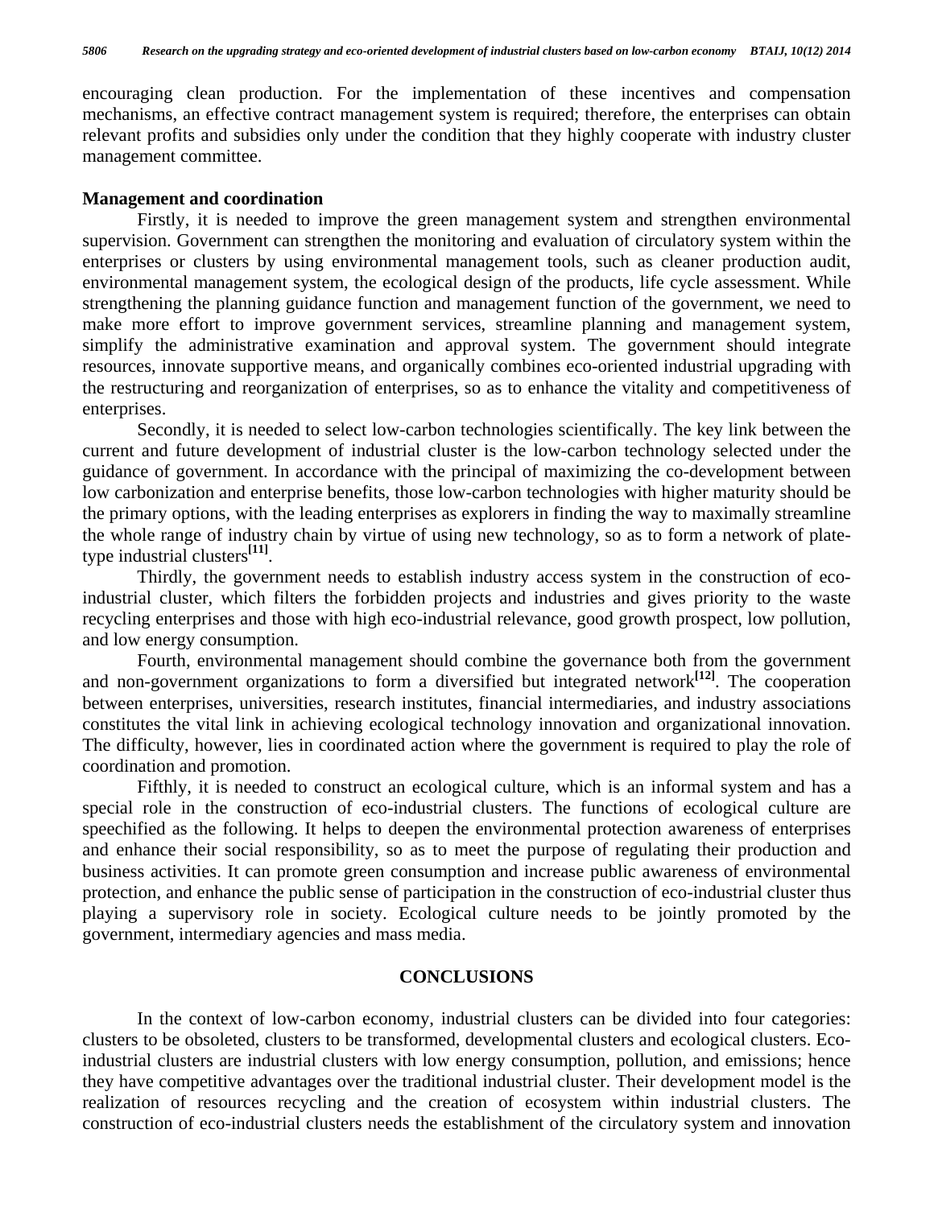encouraging clean production. For the implementation of these incentives and compensation mechanisms, an effective contract management system is required; therefore, the enterprises can obtain relevant profits and subsidies only under the condition that they highly cooperate with industry cluster management committee.

**Management and coordination**

Firstly, it is needed to improve the green management system and strengthen environmental supervision. Government can strengthen the monitoring and evaluation of circulatory system within the enterprises or clusters by using environmental management tools, such as cleaner production audit, environmental management system, the ecological design of the products, life cycle assessment. While strengthening the planning guidance function and management function of the government, we need to make more effort to improve government services, streamline planning and management system, simplify the administrative examination and approval system. The government should integrate resources, innovate supportive means, and organically combines eco-oriented industrial upgrading with the restructuring and reorganization of enterprises, so as to enhance the vitality and competitiveness of enterprises.

Secondly, it is needed to select low-carbon technologies scientifically. The key link between the current and future development of industrial cluster is the low-carbon technology selected under the guidance of government. In accordance with the principal of maximizing the co-development between low carbonization and enterprise benefits, those low-carbon technologies with higher maturity should be the primary options, with the leading enterprises as explorers in finding the way to maximally streamline the whole range of industry chain by virtue of using new technology, so as to form a network of plate-type industrial clusters[11].

Thirdly, the government needs to establish industry access system in the construction of eco-industrial cluster, which filters the forbidden projects and industries and gives priority to the waste recycling enterprises and those with high eco-industrial relevance, good growth prospect, low pollution, and low energy consumption.

Fourth, environmental management should combine the governance both from the government and non-government organizations to form a diversified but integrated network[12]. The cooperation between enterprises, universities, research institutes, financial intermediaries, and industry associations constitutes the vital link in achieving ecological technology innovation and organizational innovation. The difficulty, however, lies in coordinated action where the government is required to play the role of coordination and promotion.

Fifthly, it is needed to construct an ecological culture, which is an informal system and has a special role in the construction of eco-industrial clusters. The functions of ecological culture are speechified as the following. It helps to deepen the environmental protection awareness of enterprises and enhance their social responsibility, so as to meet the purpose of regulating their production and business activities. It can promote green consumption and increase public awareness of environmental protection, and enhance the public sense of participation in the construction of eco-industrial cluster thus playing a supervisory role in society. Ecological culture needs to be jointly promoted by the government, intermediary agencies and mass media.

## CONCLUSIONS

In the context of low-carbon economy, industrial clusters can be divided into four categories: clusters to be obsoleted, clusters to be transformed, developmental clusters and ecological clusters. Eco-industrial clusters are industrial clusters with low energy consumption, pollution, and emissions; hence they have competitive advantages over the traditional industrial cluster. Their development model is the realization of resources recycling and the creation of ecosystem within industrial clusters. The construction of eco-industrial clusters needs the establishment of the circulatory system and innovation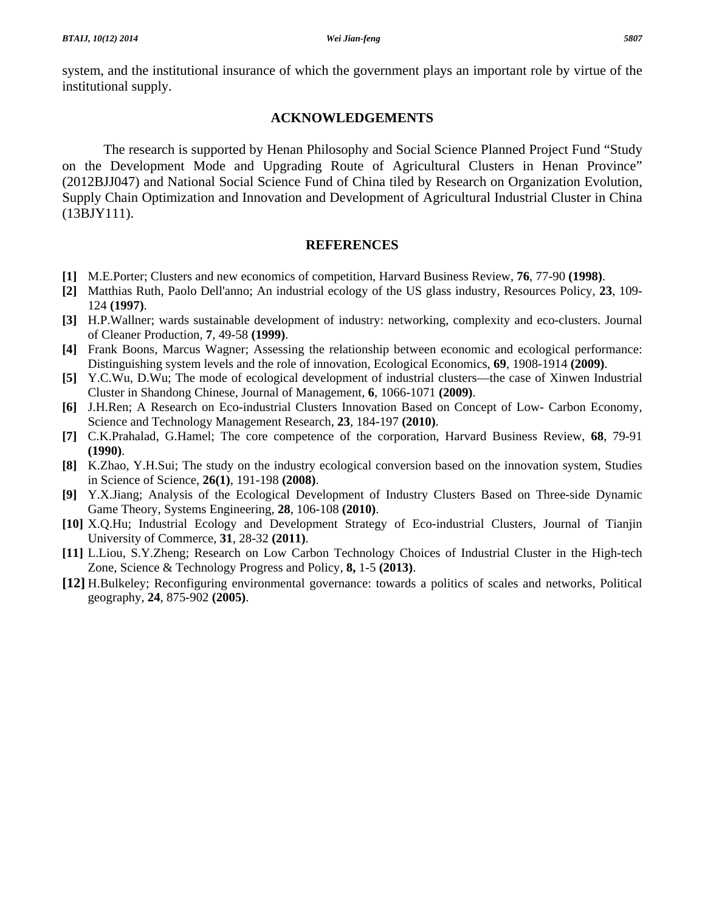system, and the institutional insurance of which the government plays an important role by virtue of the institutional supply.

## ACKNOWLEDGEMENTS

The research is supported by Henan Philosophy and Social Science Planned Project Fund "Study on the Development Mode and Upgrading Route of Agricultural Clusters in Henan Province" (2012BJJ047) and National Social Science Fund of China tiled by Research on Organization Evolution, Supply Chain Optimization and Innovation and Development of Agricultural Industrial Cluster in China (13BJY111).

## REFERENCES

**[1]** M.E.Porter; Clusters and new economics of competition, Harvard Business Review, **76**, 77-90 **(1998)**.

**[2]** Matthias Ruth, Paolo Dell'anno; An industrial ecology of the US glass industry, Resources Policy, **23**, 109-124 **(1997)**.

**[3]** H.P.Wallner; wards sustainable development of industry: networking, complexity and eco-clusters. Journal of Cleaner Production, **7**, 49-58 **(1999)**.

**[4]** Frank Boons, Marcus Wagner; Assessing the relationship between economic and ecological performance: Distinguishing system levels and the role of innovation, Ecological Economics, **69**, 1908-1914 **(2009)**.

**[5]** Y.C.Wu, D.Wu; The mode of ecological development of industrial clusters—the case of Xinwen Industrial Cluster in Shandong Chinese, Journal of Management, **6**, 1066-1071 **(2009)**.

**[6]** J.H.Ren; A Research on Eco-industrial Clusters Innovation Based on Concept of Low- Carbon Economy, Science and Technology Management Research, **23**, 184-197 **(2010)**.

**[7]** C.K.Prahalad, G.Hamel; The core competence of the corporation, Harvard Business Review, **68**, 79-91 **(1990)**.

**[8]** K.Zhao, Y.H.Sui; The study on the industry ecological conversion based on the innovation system, Studies in Science of Science, **26(1)**, 191-198 **(2008)**.

**[9]** Y.X.Jiang; Analysis of the Ecological Development of Industry Clusters Based on Three-side Dynamic Game Theory, Systems Engineering, **28**, 106-108 **(2010)**.

**[10]** X.Q.Hu; Industrial Ecology and Development Strategy of Eco-industrial Clusters, Journal of Tianjin University of Commerce, **31**, 28-32 **(2011)**.

**[11]** L.Liou, S.Y.Zheng; Research on Low Carbon Technology Choices of Industrial Cluster in the High-tech Zone, Science & Technology Progress and Policy, **8,** 1-5 **(2013)**.

**[12]** H.Bulkeley; Reconfiguring environmental governance: towards a politics of scales and networks, Political geography, **24**, 875-902 **(2005)**.